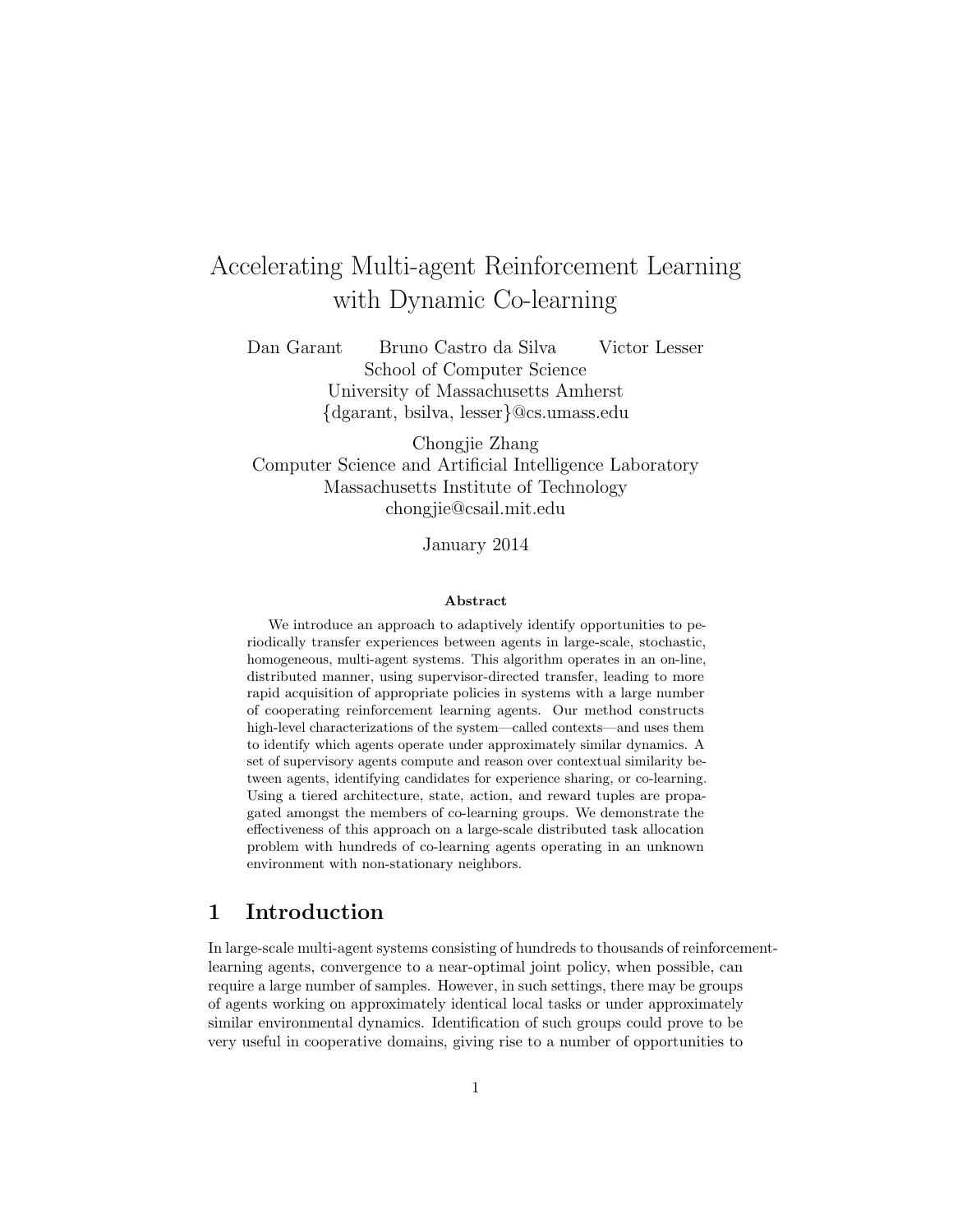# Accelerating Multi-agent Reinforcement Learning with Dynamic Co-learning

Dan Garant  Bruno Castro da Silva  Victor Lesser
School of Computer Science
University of Massachusetts Amherst
{dgarant, bsilva, lesser}@cs.umass.edu

Chongjie Zhang
Computer Science and Artificial Intelligence Laboratory
Massachusetts Institute of Technology
chongjie@csail.mit.edu

January 2014

### Abstract

We introduce an approach to adaptively identify opportunities to periodically transfer experiences between agents in large-scale, stochastic, homogeneous, multi-agent systems. This algorithm operates in an on-line, distributed manner, using supervisor-directed transfer, leading to more rapid acquisition of appropriate policies in systems with a large number of cooperating reinforcement learning agents. Our method constructs high-level characterizations of the system—called contexts—and uses them to identify which agents operate under approximately similar dynamics. A set of supervisory agents compute and reason over contextual similarity between agents, identifying candidates for experience sharing, or co-learning. Using a tiered architecture, state, action, and reward tuples are propagated amongst the members of co-learning groups. We demonstrate the effectiveness of this approach on a large-scale distributed task allocation problem with hundreds of co-learning agents operating in an unknown environment with non-stationary neighbors.

## 1 Introduction

In large-scale multi-agent systems consisting of hundreds to thousands of reinforcement-learning agents, convergence to a near-optimal joint policy, when possible, can require a large number of samples. However, in such settings, there may be groups of agents working on approximately identical local tasks or under approximately similar environmental dynamics. Identification of such groups could prove to be very useful in cooperative domains, giving rise to a number of opportunities to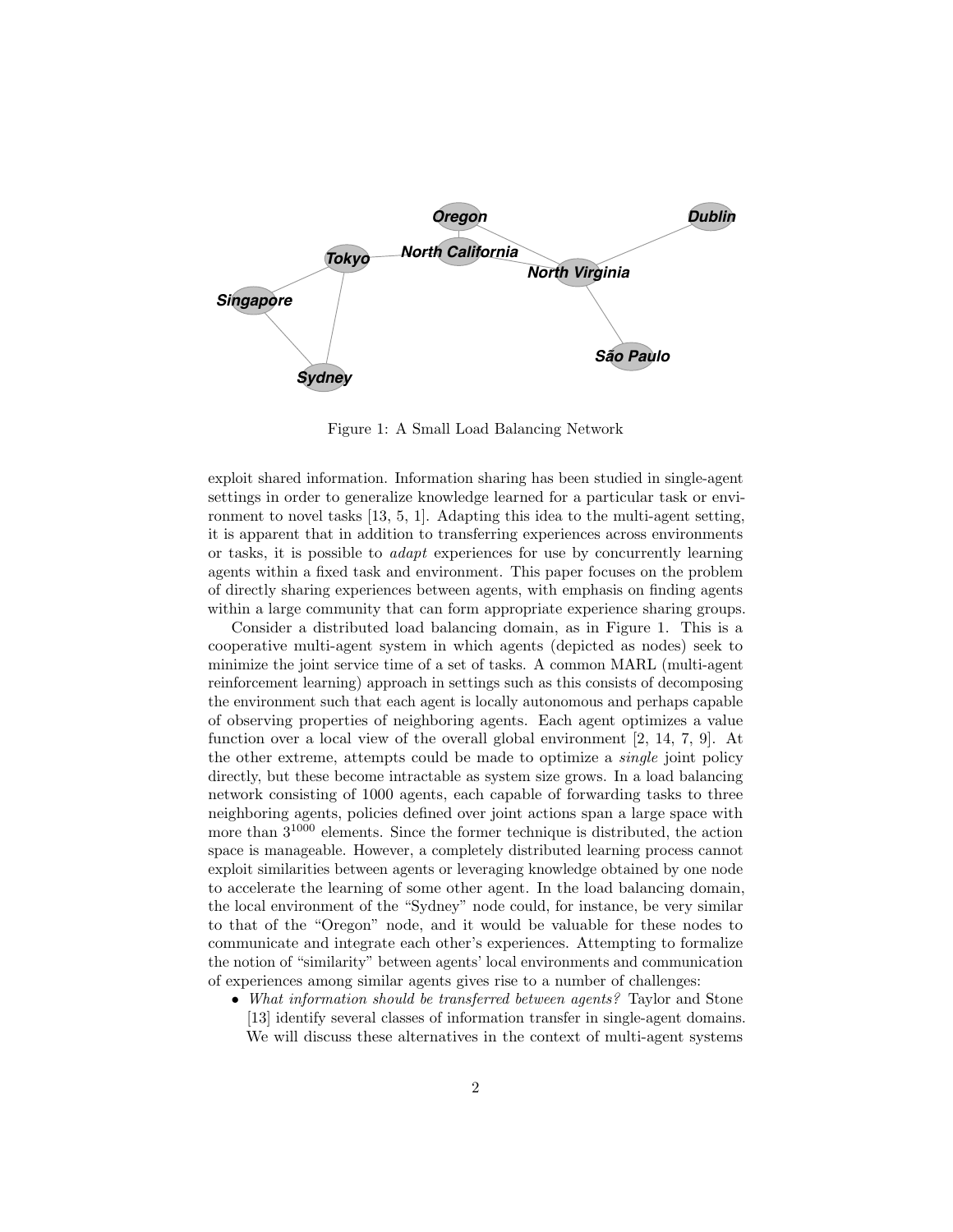Oregon

Dublin

Tokyo

North California

North Virginia

Singapore

São Paulo

Sydney

Figure 1: A Small Load Balancing Network

exploit shared information. Information sharing has been studied in single-agent settings in order to generalize knowledge learned for a particular task or environment to novel tasks [13, 5, 1]. Adapting this idea to the multi-agent setting, it is apparent that in addition to transferring experiences across environments or tasks, it is possible to *adapt* experiences for use by concurrently learning agents within a fixed task and environment. This paper focuses on the problem of directly sharing experiences between agents, with emphasis on finding agents within a large community that can form appropriate experience sharing groups.

Consider a distributed load balancing domain, as in Figure 1. This is a cooperative multi-agent system in which agents (depicted as nodes) seek to minimize the joint service time of a set of tasks. A common MARL (multi-agent reinforcement learning) approach in settings such as this consists of decomposing the environment such that each agent is locally autonomous and perhaps capable of observing properties of neighboring agents. Each agent optimizes a value function over a local view of the overall global environment [2, 14, 7, 9]. At the other extreme, attempts could be made to optimize a *single* joint policy directly, but these become intractable as system size grows. In a load balancing network consisting of 1000 agents, each capable of forwarding tasks to three neighboring agents, policies defined over joint actions span a large space with more than $3^{1000}$ elements. Since the former technique is distributed, the action space is manageable. However, a completely distributed learning process cannot exploit similarities between agents or leveraging knowledge obtained by one node to accelerate the learning of some other agent. In the load balancing domain, the local environment of the "Sydney" node could, for instance, be very similar to that of the "Oregon" node, and it would be valuable for these nodes to communicate and integrate each other's experiences. Attempting to formalize the notion of "similarity" between agents' local environments and communication of experiences among similar agents gives rise to a number of challenges:

- *What information should be transferred between agents?* Taylor and Stone [13] identify several classes of information transfer in single-agent domains. We will discuss these alternatives in the context of multi-agent systems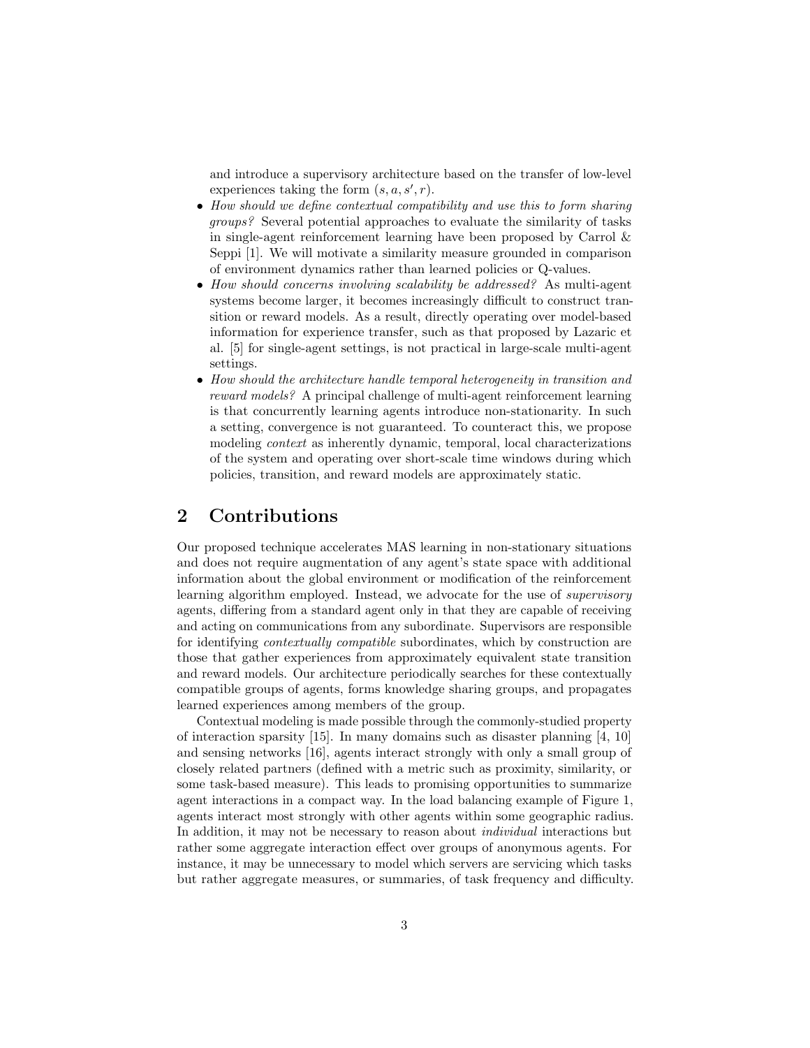and introduce a supervisory architecture based on the transfer of low-level experiences taking the form $(s, a, s', r)$.

- *How should we define contextual compatibility and use this to form sharing groups?* Several potential approaches to evaluate the similarity of tasks in single-agent reinforcement learning have been proposed by Carrol & Seppi [1]. We will motivate a similarity measure grounded in comparison of environment dynamics rather than learned policies or Q-values.
- *How should concerns involving scalability be addressed?* As multi-agent systems become larger, it becomes increasingly difficult to construct transition or reward models. As a result, directly operating over model-based information for experience transfer, such as that proposed by Lazaric et al. [5] for single-agent settings, is not practical in large-scale multi-agent settings.
- *How should the architecture handle temporal heterogeneity in transition and reward models?* A principal challenge of multi-agent reinforcement learning is that concurrently learning agents introduce non-stationarity. In such a setting, convergence is not guaranteed. To counteract this, we propose modeling *context* as inherently dynamic, temporal, local characterizations of the system and operating over short-scale time windows during which policies, transition, and reward models are approximately static.

## 2 Contributions

Our proposed technique accelerates MAS learning in non-stationary situations and does not require augmentation of any agent's state space with additional information about the global environment or modification of the reinforcement learning algorithm employed. Instead, we advocate for the use of *supervisory* agents, differing from a standard agent only in that they are capable of receiving and acting on communications from any subordinate. Supervisors are responsible for identifying *contextually compatible* subordinates, which by construction are those that gather experiences from approximately equivalent state transition and reward models. Our architecture periodically searches for these contextually compatible groups of agents, forms knowledge sharing groups, and propagates learned experiences among members of the group.

Contextual modeling is made possible through the commonly-studied property of interaction sparsity [15]. In many domains such as disaster planning [4, 10] and sensing networks [16], agents interact strongly with only a small group of closely related partners (defined with a metric such as proximity, similarity, or some task-based measure). This leads to promising opportunities to summarize agent interactions in a compact way. In the load balancing example of Figure 1, agents interact most strongly with other agents within some geographic radius. In addition, it may not be necessary to reason about *individual* interactions but rather some aggregate interaction effect over groups of anonymous agents. For instance, it may be unnecessary to model which servers are servicing which tasks but rather aggregate measures, or summaries, of task frequency and difficulty.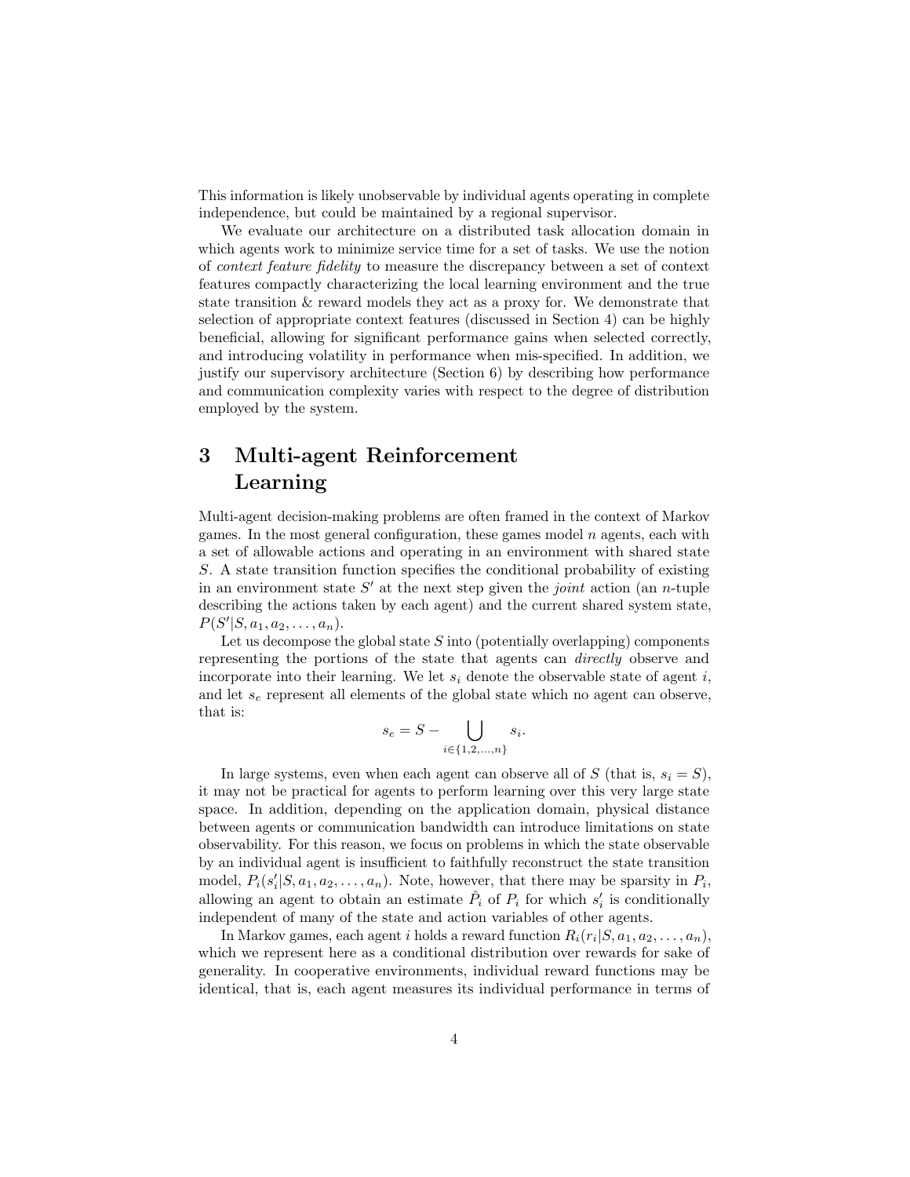This information is likely unobservable by individual agents operating in complete independence, but could be maintained by a regional supervisor.

We evaluate our architecture on a distributed task allocation domain in which agents work to minimize service time for a set of tasks. We use the notion of *context feature fidelity* to measure the discrepancy between a set of context features compactly characterizing the local learning environment and the true state transition & reward models they act as a proxy for. We demonstrate that selection of appropriate context features (discussed in Section 4) can be highly beneficial, allowing for significant performance gains when selected correctly, and introducing volatility in performance when mis-specified. In addition, we justify our supervisory architecture (Section 6) by describing how performance and communication complexity varies with respect to the degree of distribution employed by the system.

## 3 Multi-agent Reinforcement Learning

Multi-agent decision-making problems are often framed in the context of Markov games. In the most general configuration, these games model $n$ agents, each with a set of allowable actions and operating in an environment with shared state $S$. A state transition function specifies the conditional probability of existing in an environment state $S'$ at the next step given the *joint* action (an $n$-tuple describing the actions taken by each agent) and the current shared system state, $P(S'|S, a_1, a_2, \ldots, a_n)$.

Let us decompose the global state $S$ into (potentially overlapping) components representing the portions of the state that agents can *directly* observe and incorporate into their learning. We let $s_i$ denote the observable state of agent $i$, and let $s_e$ represent all elements of the global state which no agent can observe, that is:

$$s_e = S - \bigcup_{i \in \{1,2,\ldots,n\}} s_i.$$

In large systems, even when each agent can observe all of $S$ (that is, $s_i = S$), it may not be practical for agents to perform learning over this very large state space. In addition, depending on the application domain, physical distance between agents or communication bandwidth can introduce limitations on state observability. For this reason, we focus on problems in which the state observable by an individual agent is insufficient to faithfully reconstruct the state transition model, $P_i(s_i'|S, a_1, a_2, \ldots, a_n)$. Note, however, that there may be sparsity in $P_i$, allowing an agent to obtain an estimate $\hat{P}_i$ of $P_i$ for which $s_i'$ is conditionally independent of many of the state and action variables of other agents.

In Markov games, each agent $i$ holds a reward function $R_i(r_i|S, a_1, a_2, \ldots, a_n)$, which we represent here as a conditional distribution over rewards for sake of generality. In cooperative environments, individual reward functions may be identical, that is, each agent measures its individual performance in terms of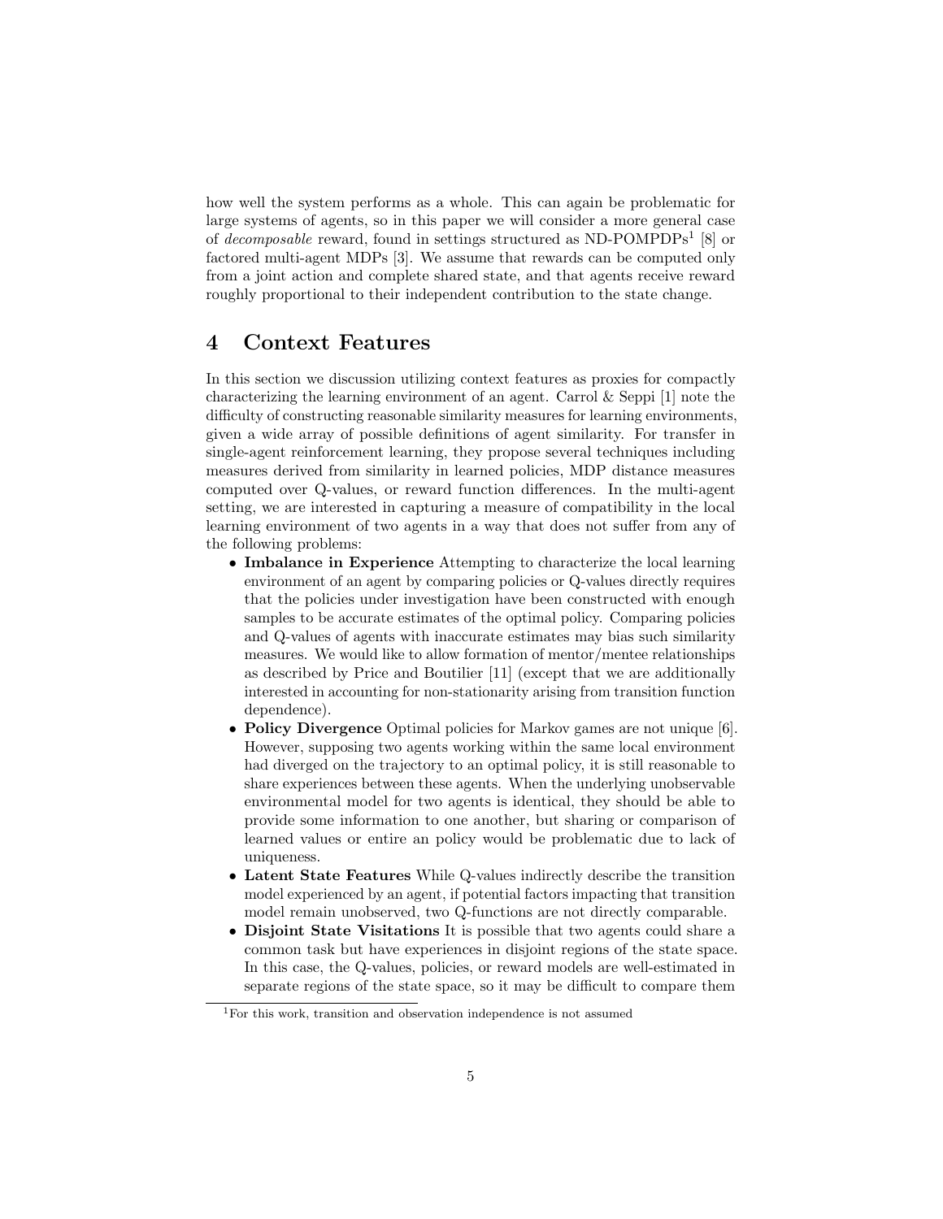how well the system performs as a whole. This can again be problematic for large systems of agents, so in this paper we will consider a more general case of *decomposable* reward, found in settings structured as ND-POMPDPs[1] [8] or factored multi-agent MDPs [3]. We assume that rewards can be computed only from a joint action and complete shared state, and that agents receive reward roughly proportional to their independent contribution to the state change.

# 4 Context Features

In this section we discussion utilizing context features as proxies for compactly characterizing the learning environment of an agent. Carrol & Seppi [1] note the difficulty of constructing reasonable similarity measures for learning environments, given a wide array of possible definitions of agent similarity. For transfer in single-agent reinforcement learning, they propose several techniques including measures derived from similarity in learned policies, MDP distance measures computed over Q-values, or reward function differences. In the multi-agent setting, we are interested in capturing a measure of compatibility in the local learning environment of two agents in a way that does not suffer from any of the following problems:

- **Imbalance in Experience** Attempting to characterize the local learning environment of an agent by comparing policies or Q-values directly requires that the policies under investigation have been constructed with enough samples to be accurate estimates of the optimal policy. Comparing policies and Q-values of agents with inaccurate estimates may bias such similarity measures. We would like to allow formation of mentor/mentee relationships as described by Price and Boutilier [11] (except that we are additionally interested in accounting for non-stationarity arising from transition function dependence).
- **Policy Divergence** Optimal policies for Markov games are not unique [6]. However, supposing two agents working within the same local environment had diverged on the trajectory to an optimal policy, it is still reasonable to share experiences between these agents. When the underlying unobservable environmental model for two agents is identical, they should be able to provide some information to one another, but sharing or comparison of learned values or entire an policy would be problematic due to lack of uniqueness.
- **Latent State Features** While Q-values indirectly describe the transition model experienced by an agent, if potential factors impacting that transition model remain unobserved, two Q-functions are not directly comparable.
- **Disjoint State Visitations** It is possible that two agents could share a common task but have experiences in disjoint regions of the state space. In this case, the Q-values, policies, or reward models are well-estimated in separate regions of the state space, so it may be difficult to compare them

[1] For this work, transition and observation independence is not assumed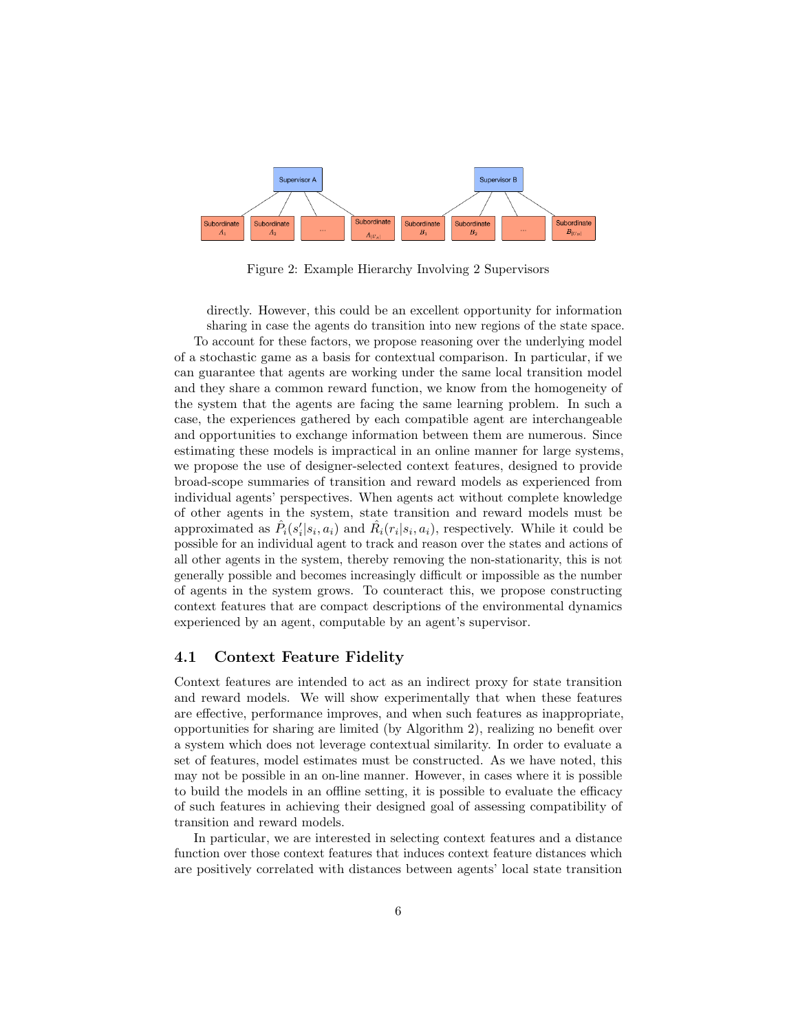Supervisor A

Subordinate $A_1$

Subordinate $A_2$

...

Subordinate $A_{|U_A|}$

Supervisor B

Subordinate $B_1$

Subordinate $B_2$

...

Subordinate $B_{|U_B|}$

Figure 2: Example Hierarchy Involving 2 Supervisors

directly. However, this could be an excellent opportunity for information sharing in case the agents do transition into new regions of the state space.

To account for these factors, we propose reasoning over the underlying model of a stochastic game as a basis for contextual comparison. In particular, if we can guarantee that agents are working under the same local transition model and they share a common reward function, we know from the homogeneity of the system that the agents are facing the same learning problem. In such a case, the experiences gathered by each compatible agent are interchangeable and opportunities to exchange information between them are numerous. Since estimating these models is impractical in an online manner for large systems, we propose the use of designer-selected context features, designed to provide broad-scope summaries of transition and reward models as experienced from individual agents' perspectives. When agents act without complete knowledge of other agents in the system, state transition and reward models must be approximated as $\hat{P}_i(s_i'|s_i, a_i)$ and $\hat{R}_i(r_i|s_i, a_i)$, respectively. While it could be possible for an individual agent to track and reason over the states and actions of all other agents in the system, thereby removing the non-stationarity, this is not generally possible and becomes increasingly difficult or impossible as the number of agents in the system grows. To counteract this, we propose constructing context features that are compact descriptions of the environmental dynamics experienced by an agent, computable by an agent's supervisor.

## 4.1 Context Feature Fidelity

Context features are intended to act as an indirect proxy for state transition and reward models. We will show experimentally that when these features are effective, performance improves, and when such features as inappropriate, opportunities for sharing are limited (by Algorithm 2), realizing no benefit over a system which does not leverage contextual similarity. In order to evaluate a set of features, model estimates must be constructed. As we have noted, this may not be possible in an on-line manner. However, in cases where it is possible to build the models in an offline setting, it is possible to evaluate the efficacy of such features in achieving their designed goal of assessing compatibility of transition and reward models.

In particular, we are interested in selecting context features and a distance function over those context features that induces context feature distances which are positively correlated with distances between agents' local state transition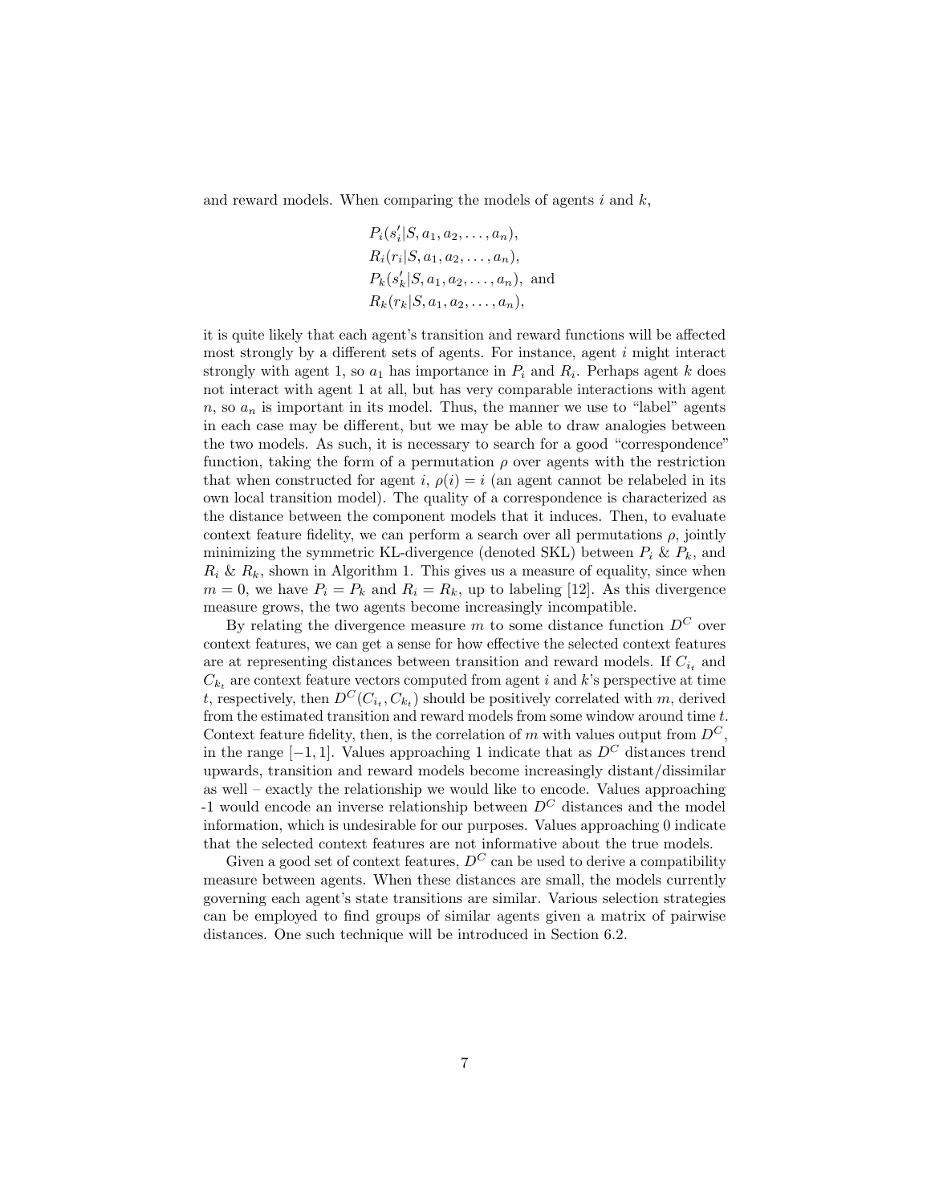and reward models. When comparing the models of agents $i$ and $k$,

$$
\begin{aligned}
&P_i(s_i'|S, a_1, a_2, \ldots, a_n), \\
&R_i(r_i|S, a_1, a_2, \ldots, a_n), \\
&P_k(s_k'|S, a_1, a_2, \ldots, a_n), \text{ and} \\
&R_k(r_k|S, a_1, a_2, \ldots, a_n),
\end{aligned}
$$

it is quite likely that each agent's transition and reward functions will be affected most strongly by a different sets of agents. For instance, agent $i$ might interact strongly with agent 1, so $a_1$ has importance in $P_i$ and $R_i$. Perhaps agent $k$ does not interact with agent 1 at all, but has very comparable interactions with agent $n$, so $a_n$ is important in its model. Thus, the manner we use to "label" agents in each case may be different, but we may be able to draw analogies between the two models. As such, it is necessary to search for a good "correspondence" function, taking the form of a permutation $\rho$ over agents with the restriction that when constructed for agent $i$, $\rho(i) = i$ (an agent cannot be relabeled in its own local transition model). The quality of a correspondence is characterized as the distance between the component models that it induces. Then, to evaluate context feature fidelity, we can perform a search over all permutations $\rho$, jointly minimizing the symmetric KL-divergence (denoted SKL) between $P_i$ & $P_k$, and $R_i$ & $R_k$, shown in Algorithm 1. This gives us a measure of equality, since when $m = 0$, we have $P_i = P_k$ and $R_i = R_k$, up to labeling [12]. As this divergence measure grows, the two agents become increasingly incompatible.

By relating the divergence measure $m$ to some distance function $D^C$ over context features, we can get a sense for how effective the selected context features are at representing distances between transition and reward models. If $C_{i_t}$ and $C_{k_t}$ are context feature vectors computed from agent $i$ and $k$'s perspective at time $t$, respectively, then $D^C(C_{i_t}, C_{k_t})$ should be positively correlated with $m$, derived from the estimated transition and reward models from some window around time $t$. Context feature fidelity, then, is the correlation of $m$ with values output from $D^C$, in the range $[-1, 1]$. Values approaching 1 indicate that as $D^C$ distances trend upwards, transition and reward models become increasingly distant/dissimilar as well – exactly the relationship we would like to encode. Values approaching -1 would encode an inverse relationship between $D^C$ distances and the model information, which is undesirable for our purposes. Values approaching 0 indicate that the selected context features are not informative about the true models.

Given a good set of context features, $D^C$ can be used to derive a compatibility measure between agents. When these distances are small, the models currently governing each agent's state transitions are similar. Various selection strategies can be employed to find groups of similar agents given a matrix of pairwise distances. One such technique will be introduced in Section 6.2.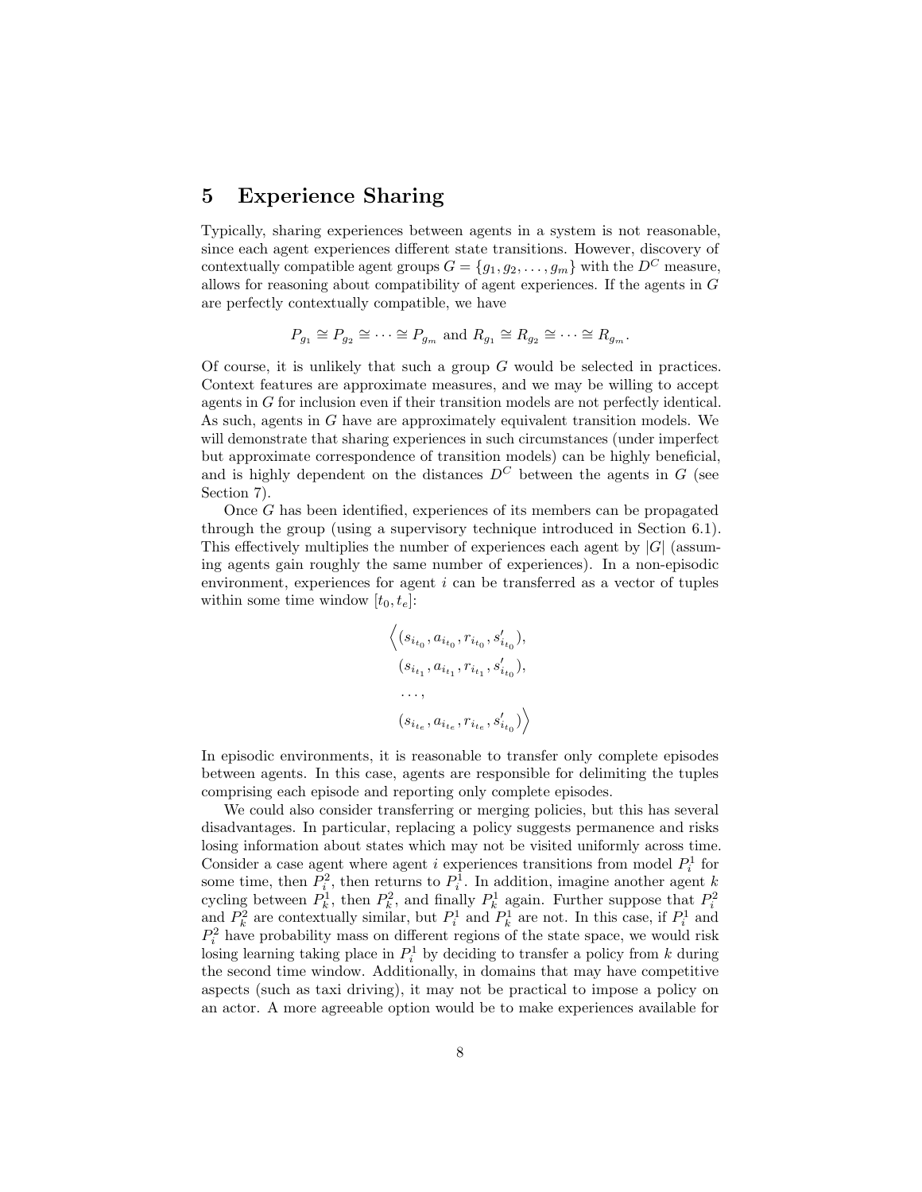## 5 Experience Sharing

Typically, sharing experiences between agents in a system is not reasonable, since each agent experiences different state transitions. However, discovery of contextually compatible agent groups $G = \{g_1, g_2, \ldots, g_m\}$ with the $D^C$ measure, allows for reasoning about compatibility of agent experiences. If the agents in $G$ are perfectly contextually compatible, we have

$$P_{g_1} \cong P_{g_2} \cong \cdots \cong P_{g_m} \text{ and } R_{g_1} \cong R_{g_2} \cong \cdots \cong R_{g_m}.$$

Of course, it is unlikely that such a group $G$ would be selected in practices. Context features are approximate measures, and we may be willing to accept agents in $G$ for inclusion even if their transition models are not perfectly identical. As such, agents in $G$ have are approximately equivalent transition models. We will demonstrate that sharing experiences in such circumstances (under imperfect but approximate correspondence of transition models) can be highly beneficial, and is highly dependent on the distances $D^C$ between the agents in $G$ (see Section 7).

Once $G$ has been identified, experiences of its members can be propagated through the group (using a supervisory technique introduced in Section 6.1). This effectively multiplies the number of experiences each agent by $|G|$ (assuming agents gain roughly the same number of experiences). In a non-episodic environment, experiences for agent $i$ can be transferred as a vector of tuples within some time window $[t_0, t_e]$:

$$\begin{aligned}\Big\langle &(s_{i_{t_0}}, a_{i_{t_0}}, r_{i_{t_0}}, s'_{i_{t_0}}),\\ &(s_{i_{t_1}}, a_{i_{t_1}}, r_{i_{t_1}}, s'_{i_{t_0}}),\\ &\ldots,\\ &(s_{i_{t_e}}, a_{i_{t_e}}, r_{i_{t_e}}, s'_{i_{t_0}})\Big\rangle\end{aligned}$$

In episodic environments, it is reasonable to transfer only complete episodes between agents. In this case, agents are responsible for delimiting the tuples comprising each episode and reporting only complete episodes.

We could also consider transferring or merging policies, but this has several disadvantages. In particular, replacing a policy suggests permanence and risks losing information about states which may not be visited uniformly across time. Consider a case agent where agent $i$ experiences transitions from model $P_i^1$ for some time, then $P_i^2$, then returns to $P_i^1$. In addition, imagine another agent $k$ cycling between $P_k^1$, then $P_k^2$, and finally $P_k^1$ again. Further suppose that $P_i^2$ and $P_k^2$ are contextually similar, but $P_i^1$ and $P_k^1$ are not. In this case, if $P_i^1$ and $P_i^2$ have probability mass on different regions of the state space, we would risk losing learning taking place in $P_i^1$ by deciding to transfer a policy from $k$ during the second time window. Additionally, in domains that may have competitive aspects (such as taxi driving), it may not be practical to impose a policy on an actor. A more agreeable option would be to make experiences available for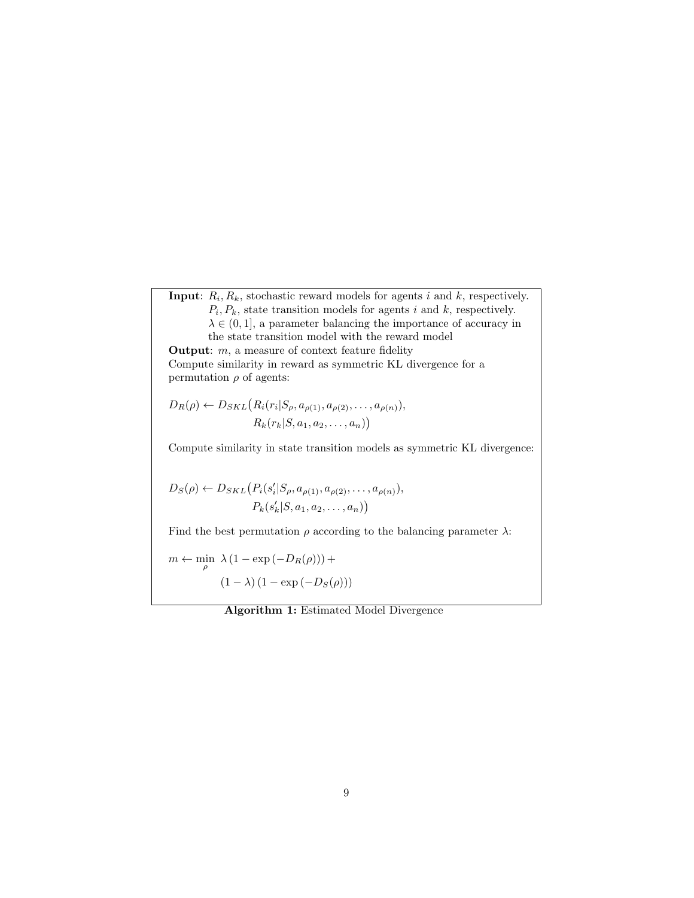**Input**: $R_i, R_k$, stochastic reward models for agents $i$ and $k$, respectively.
$P_i, P_k$, state transition models for agents $i$ and $k$, respectively.
$\lambda \in (0, 1]$, a parameter balancing the importance of accuracy in the state transition model with the reward model

**Output**: $m$, a measure of context feature fidelity

Compute similarity in reward as symmetric KL divergence for a permutation $\rho$ of agents:

$$D_R(\rho) \leftarrow D_{SKL}\big(R_i(r_i|S_\rho, a_{\rho(1)}, a_{\rho(2)}, \ldots, a_{\rho(n)}), R_k(r_k|S, a_1, a_2, \ldots, a_n)\big)$$

Compute similarity in state transition models as symmetric KL divergence:

$$D_S(\rho) \leftarrow D_{SKL}\big(P_i(s'_i|S_\rho, a_{\rho(1)}, a_{\rho(2)}, \ldots, a_{\rho(n)}), P_k(s'_k|S, a_1, a_2, \ldots, a_n)\big)$$

Find the best permutation $\rho$ according to the balancing parameter $\lambda$:

$$m \leftarrow \min_{\rho} \; \lambda\left(1 - \exp\left(-D_R(\rho)\right)\right) + (1 - \lambda)\left(1 - \exp\left(-D_S(\rho)\right)\right)$$

**Algorithm 1:** Estimated Model Divergence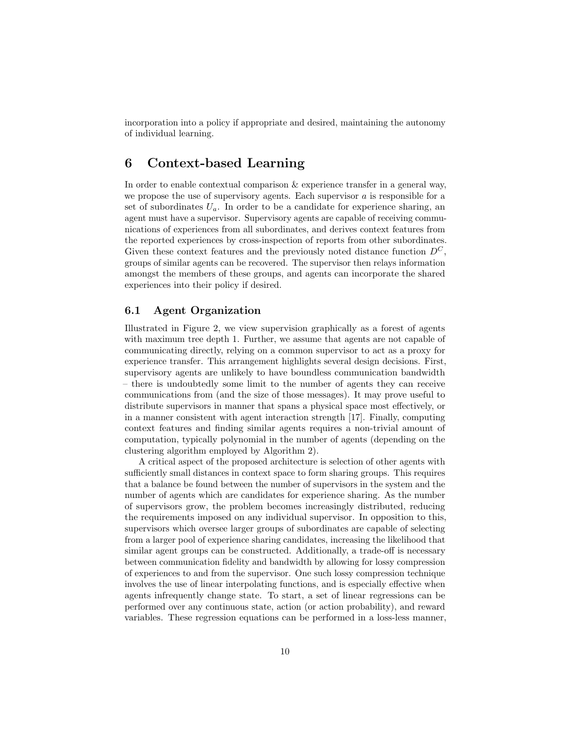incorporation into a policy if appropriate and desired, maintaining the autonomy of individual learning.

# 6 Context-based Learning

In order to enable contextual comparison & experience transfer in a general way, we propose the use of supervisory agents. Each supervisor $a$ is responsible for a set of subordinates $U_a$. In order to be a candidate for experience sharing, an agent must have a supervisor. Supervisory agents are capable of receiving communications of experiences from all subordinates, and derives context features from the reported experiences by cross-inspection of reports from other subordinates. Given these context features and the previously noted distance function $D^C$, groups of similar agents can be recovered. The supervisor then relays information amongst the members of these groups, and agents can incorporate the shared experiences into their policy if desired.

## 6.1 Agent Organization

Illustrated in Figure 2, we view supervision graphically as a forest of agents with maximum tree depth 1. Further, we assume that agents are not capable of communicating directly, relying on a common supervisor to act as a proxy for experience transfer. This arrangement highlights several design decisions. First, supervisory agents are unlikely to have boundless communication bandwidth – there is undoubtedly some limit to the number of agents they can receive communications from (and the size of those messages). It may prove useful to distribute supervisors in manner that spans a physical space most effectively, or in a manner consistent with agent interaction strength [17]. Finally, computing context features and finding similar agents requires a non-trivial amount of computation, typically polynomial in the number of agents (depending on the clustering algorithm employed by Algorithm 2).

A critical aspect of the proposed architecture is selection of other agents with sufficiently small distances in context space to form sharing groups. This requires that a balance be found between the number of supervisors in the system and the number of agents which are candidates for experience sharing. As the number of supervisors grow, the problem becomes increasingly distributed, reducing the requirements imposed on any individual supervisor. In opposition to this, supervisors which oversee larger groups of subordinates are capable of selecting from a larger pool of experience sharing candidates, increasing the likelihood that similar agent groups can be constructed. Additionally, a trade-off is necessary between communication fidelity and bandwidth by allowing for lossy compression of experiences to and from the supervisor. One such lossy compression technique involves the use of linear interpolating functions, and is especially effective when agents infrequently change state. To start, a set of linear regressions can be performed over any continuous state, action (or action probability), and reward variables. These regression equations can be performed in a loss-less manner,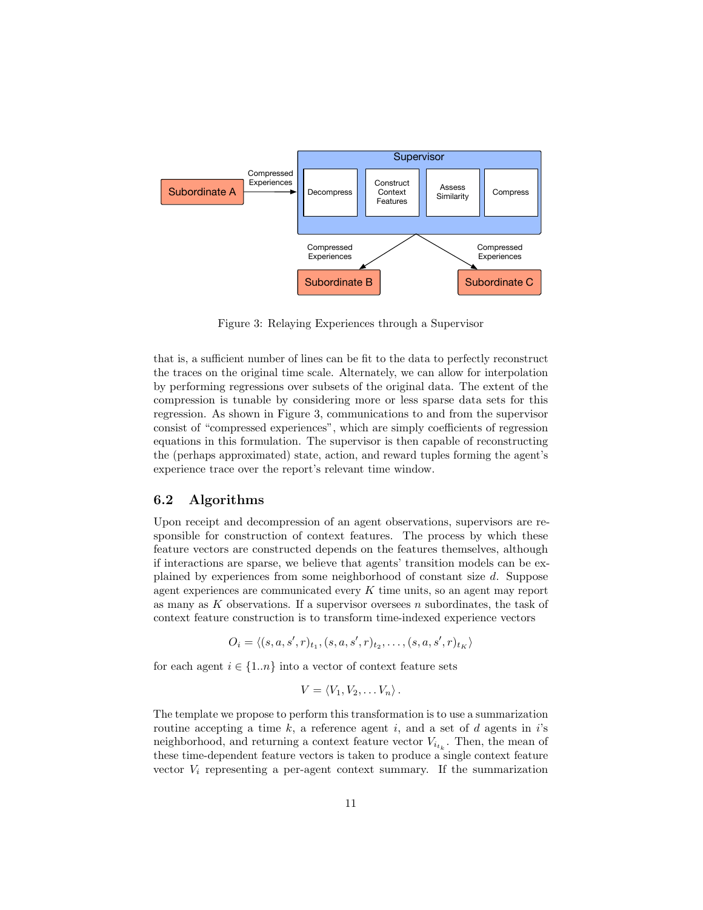Supervisor

Decompress

Construct Context Features

Assess Similarity

Compress

Subordinate A

Compressed Experiences

Subordinate B

Compressed Experiences

Subordinate C

Compressed Experiences

Figure 3: Relaying Experiences through a Supervisor

that is, a sufficient number of lines can be fit to the data to perfectly reconstruct the traces on the original time scale. Alternately, we can allow for interpolation by performing regressions over subsets of the original data. The extent of the compression is tunable by considering more or less sparse data sets for this regression. As shown in Figure 3, communications to and from the supervisor consist of "compressed experiences", which are simply coefficients of regression equations in this formulation. The supervisor is then capable of reconstructing the (perhaps approximated) state, action, and reward tuples forming the agent's experience trace over the report's relevant time window.

## 6.2 Algorithms

Upon receipt and decompression of an agent observations, supervisors are responsible for construction of context features. The process by which these feature vectors are constructed depends on the features themselves, although if interactions are sparse, we believe that agents' transition models can be explained by experiences from some neighborhood of constant size $d$. Suppose agent experiences are communicated every $K$ time units, so an agent may report as many as $K$ observations. If a supervisor oversees $n$ subordinates, the task of context feature construction is to transform time-indexed experience vectors

$$O_i = \langle (s, a, s', r)_{t_1}, (s, a, s', r)_{t_2}, \ldots, (s, a, s', r)_{t_K} \rangle$$

for each agent $i \in \{1..n\}$ into a vector of context feature sets

$$V = \langle V_1, V_2, \ldots V_n \rangle .$$

The template we propose to perform this transformation is to use a summarization routine accepting a time $k$, a reference agent $i$, and a set of $d$ agents in $i$'s neighborhood, and returning a context feature vector $V_{i_{t_k}}$. Then, the mean of these time-dependent feature vectors is taken to produce a single context feature vector $V_i$ representing a per-agent context summary. If the summarization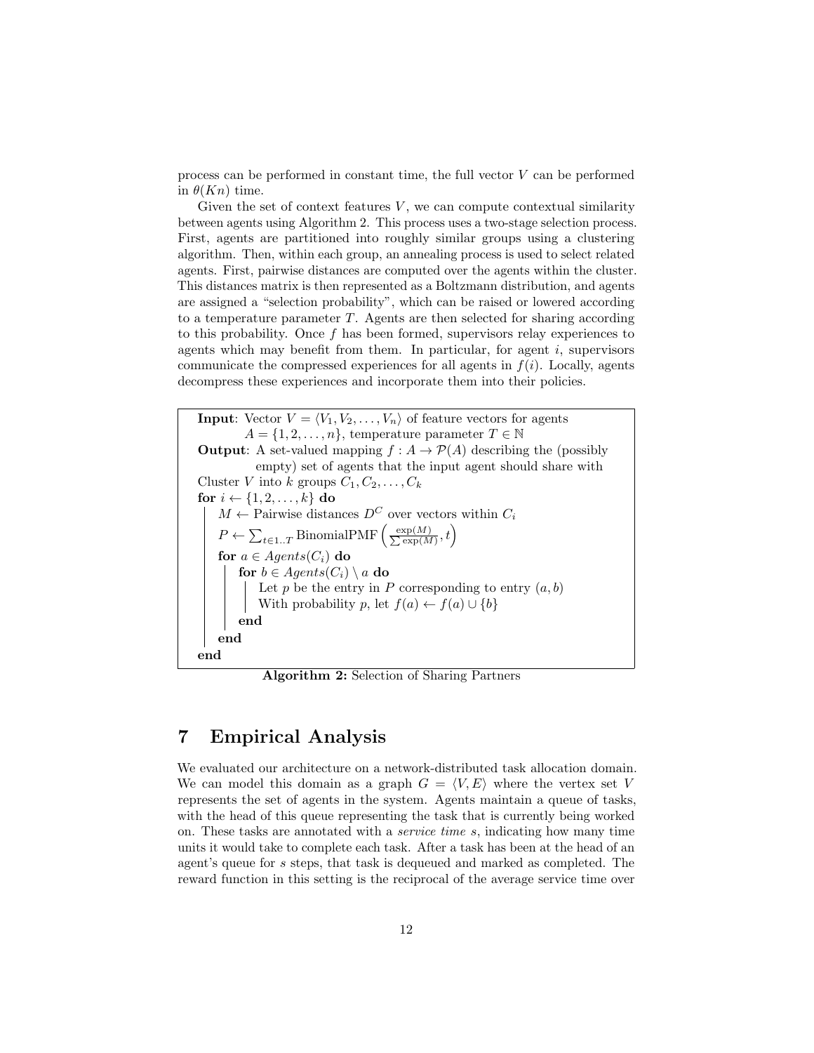process can be performed in constant time, the full vector $V$ can be performed in $\theta(Kn)$ time.

Given the set of context features $V$, we can compute contextual similarity between agents using Algorithm 2. This process uses a two-stage selection process. First, agents are partitioned into roughly similar groups using a clustering algorithm. Then, within each group, an annealing process is used to select related agents. First, pairwise distances are computed over the agents within the cluster. This distances matrix is then represented as a Boltzmann distribution, and agents are assigned a "selection probability", which can be raised or lowered according to a temperature parameter $T$. Agents are then selected for sharing according to this probability. Once $f$ has been formed, supervisors relay experiences to agents which may benefit from them. In particular, for agent $i$, supervisors communicate the compressed experiences for all agents in $f(i)$. Locally, agents decompress these experiences and incorporate them into their policies.

```
Input: Vector V = ⟨V_1, V_2, ..., V_n⟩ of feature vectors for agents
       A = {1, 2, ..., n}, temperature parameter T ∈ ℕ
Output: A set-valued mapping f : A → P(A) describing the (possibly
        empty) set of agents that the input agent should share with
Cluster V into k groups C_1, C_2, ..., C_k
for i ← {1, 2, ..., k} do
    M ← Pairwise distances D^C over vectors within C_i
    P ← Σ_{t∈1..T} BinomialPMF( exp(M) / Σ exp(M), t )
    for a ∈ Agents(C_i) do
        for b ∈ Agents(C_i) \ a do
            Let p be the entry in P corresponding to entry (a, b)
            With probability p, let f(a) ← f(a) ∪ {b}
        end
    end
end
```

**Algorithm 2:** Selection of Sharing Partners

# 7 Empirical Analysis

We evaluated our architecture on a network-distributed task allocation domain. We can model this domain as a graph $G = \langle V, E \rangle$ where the vertex set $V$ represents the set of agents in the system. Agents maintain a queue of tasks, with the head of this queue representing the task that is currently being worked on. These tasks are annotated with a *service time* $s$, indicating how many time units it would take to complete each task. After a task has been at the head of an agent's queue for $s$ steps, that task is dequeued and marked as completed. The reward function in this setting is the reciprocal of the average service time over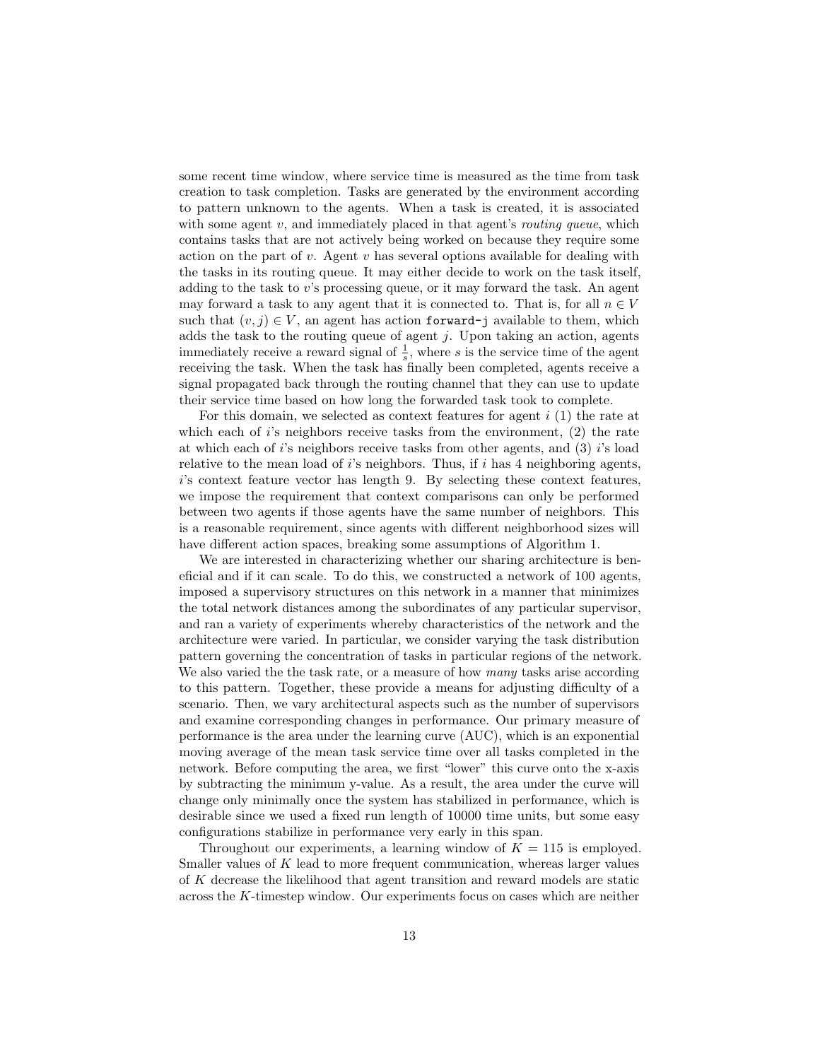some recent time window, where service time is measured as the time from task creation to task completion. Tasks are generated by the environment according to pattern unknown to the agents. When a task is created, it is associated with some agent $v$, and immediately placed in that agent's *routing queue*, which contains tasks that are not actively being worked on because they require some action on the part of $v$. Agent $v$ has several options available for dealing with the tasks in its routing queue. It may either decide to work on the task itself, adding to the task to $v$'s processing queue, or it may forward the task. An agent may forward a task to any agent that it is connected to. That is, for all $n \in V$ such that $(v, j) \in V$, an agent has action `forward-j` available to them, which adds the task to the routing queue of agent $j$. Upon taking an action, agents immediately receive a reward signal of $\frac{1}{s}$, where $s$ is the service time of the agent receiving the task. When the task has finally been completed, agents receive a signal propagated back through the routing channel that they can use to update their service time based on how long the forwarded task took to complete.

For this domain, we selected as context features for agent $i$ (1) the rate at which each of $i$'s neighbors receive tasks from the environment, (2) the rate at which each of $i$'s neighbors receive tasks from other agents, and (3) $i$'s load relative to the mean load of $i$'s neighbors. Thus, if $i$ has 4 neighboring agents, $i$'s context feature vector has length 9. By selecting these context features, we impose the requirement that context comparisons can only be performed between two agents if those agents have the same number of neighbors. This is a reasonable requirement, since agents with different neighborhood sizes will have different action spaces, breaking some assumptions of Algorithm 1.

We are interested in characterizing whether our sharing architecture is beneficial and if it can scale. To do this, we constructed a network of 100 agents, imposed a supervisory structures on this network in a manner that minimizes the total network distances among the subordinates of any particular supervisor, and ran a variety of experiments whereby characteristics of the network and the architecture were varied. In particular, we consider varying the task distribution pattern governing the concentration of tasks in particular regions of the network. We also varied the the task rate, or a measure of how *many* tasks arise according to this pattern. Together, these provide a means for adjusting difficulty of a scenario. Then, we vary architectural aspects such as the number of supervisors and examine corresponding changes in performance. Our primary measure of performance is the area under the learning curve (AUC), which is an exponential moving average of the mean task service time over all tasks completed in the network. Before computing the area, we first "lower" this curve onto the x-axis by subtracting the minimum y-value. As a result, the area under the curve will change only minimally once the system has stabilized in performance, which is desirable since we used a fixed run length of 10000 time units, but some easy configurations stabilize in performance very early in this span.

Throughout our experiments, a learning window of $K = 115$ is employed. Smaller values of $K$ lead to more frequent communication, whereas larger values of $K$ decrease the likelihood that agent transition and reward models are static across the $K$-timestep window. Our experiments focus on cases which are neither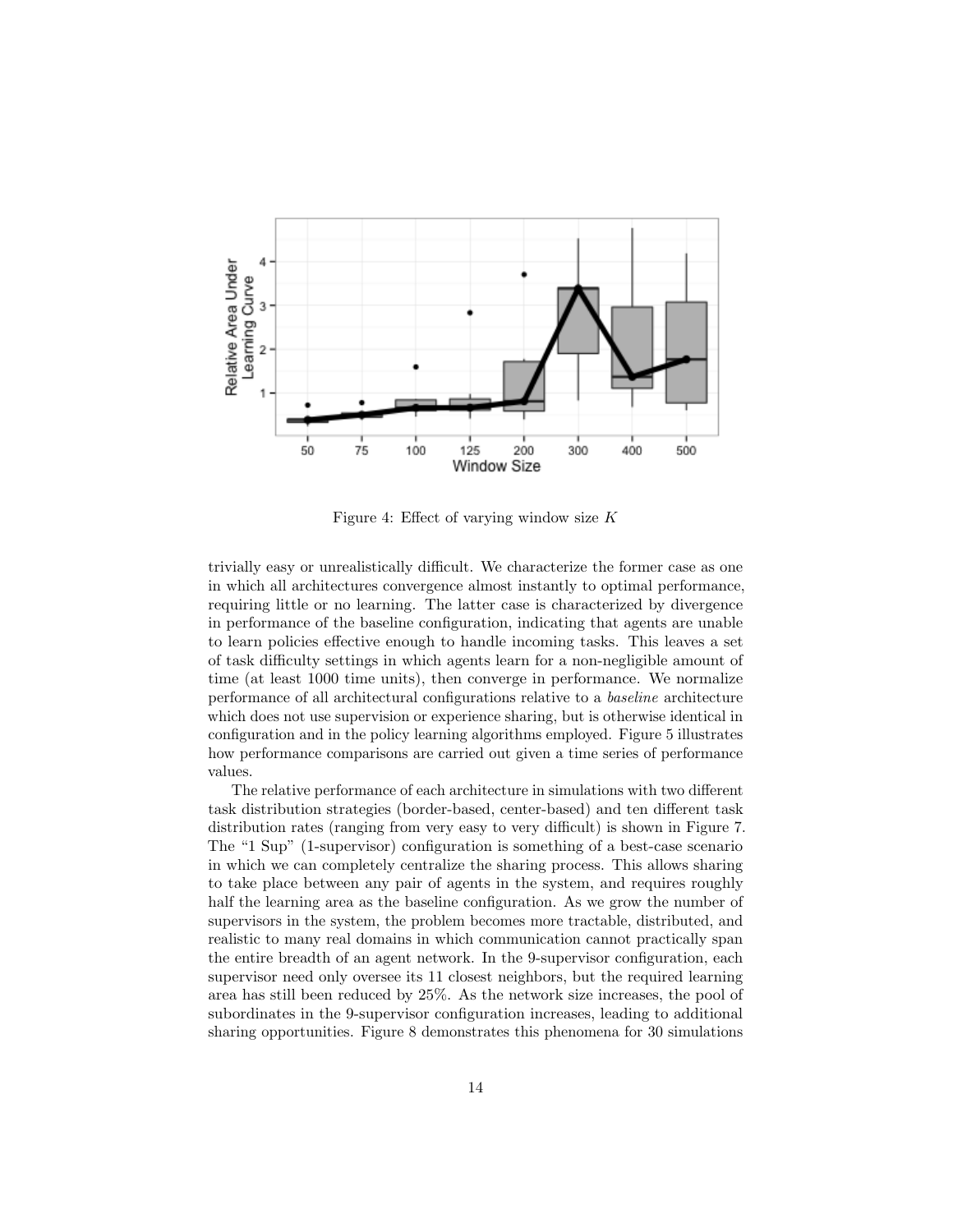Relative Area Under Learning Curve

4

3

2

1

50 75 100 125 200 300 400 500

Window Size

Figure 4: Effect of varying window size $K$

trivially easy or unrealistically difficult. We characterize the former case as one in which all architectures convergence almost instantly to optimal performance, requiring little or no learning. The latter case is characterized by divergence in performance of the baseline configuration, indicating that agents are unable to learn policies effective enough to handle incoming tasks. This leaves a set of task difficulty settings in which agents learn for a non-negligible amount of time (at least 1000 time units), then converge in performance. We normalize performance of all architectural configurations relative to a *baseline* architecture which does not use supervision or experience sharing, but is otherwise identical in configuration and in the policy learning algorithms employed. Figure 5 illustrates how performance comparisons are carried out given a time series of performance values.

The relative performance of each architecture in simulations with two different task distribution strategies (border-based, center-based) and ten different task distribution rates (ranging from very easy to very difficult) is shown in Figure 7. The "1 Sup" (1-supervisor) configuration is something of a best-case scenario in which we can completely centralize the sharing process. This allows sharing to take place between any pair of agents in the system, and requires roughly half the learning area as the baseline configuration. As we grow the number of supervisors in the system, the problem becomes more tractable, distributed, and realistic to many real domains in which communication cannot practically span the entire breadth of an agent network. In the 9-supervisor configuration, each supervisor need only oversee its 11 closest neighbors, but the required learning area has still been reduced by 25%. As the network size increases, the pool of subordinates in the 9-supervisor configuration increases, leading to additional sharing opportunities. Figure 8 demonstrates this phenomena for 30 simulations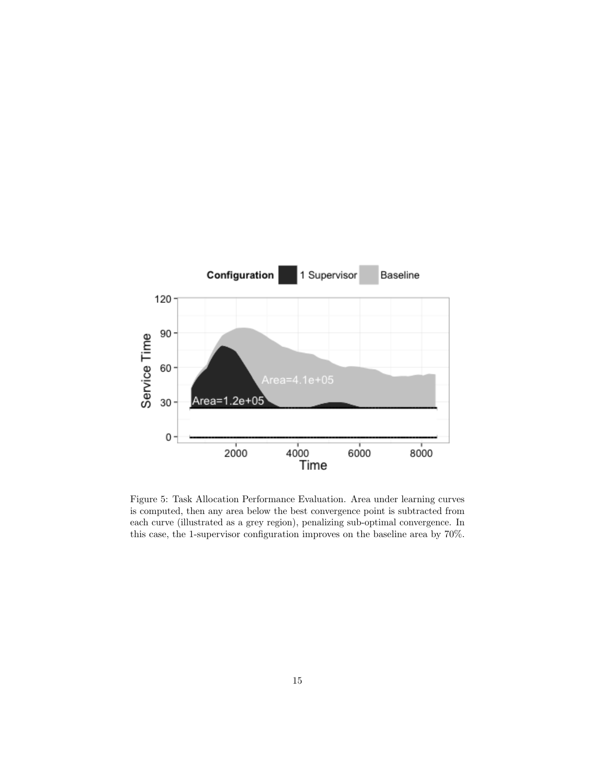Configuration 1 Supervisor Baseline

Service Time

120
90
60
30
0

Area=4.1e+05

Area=1.2e+05

2000 4000 6000 8000

Time

Figure 5: Task Allocation Performance Evaluation. Area under learning curves is computed, then any area below the best convergence point is subtracted from each curve (illustrated as a grey region), penalizing sub-optimal convergence. In this case, the 1-supervisor configuration improves on the baseline area by 70%.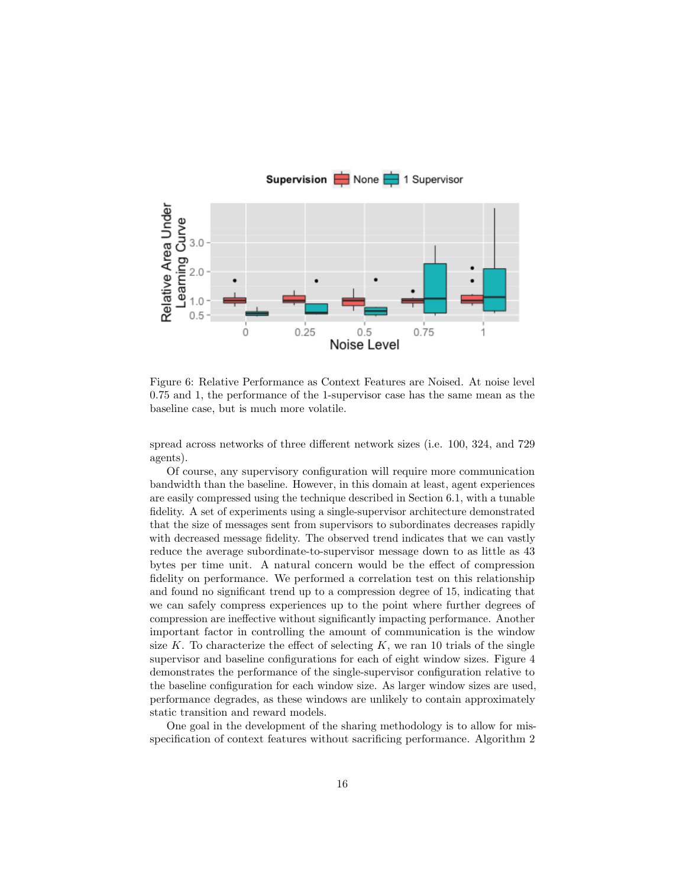Supervision None 1 Supervisor

Relative Area Under Learning Curve

3.0
2.0
1.0
0.5

0
0.25
0.5
0.75
1

Noise Level

Figure 6: Relative Performance as Context Features are Noised. At noise level 0.75 and 1, the performance of the 1-supervisor case has the same mean as the baseline case, but is much more volatile.

spread across networks of three different network sizes (i.e. 100, 324, and 729 agents).

Of course, any supervisory configuration will require more communication bandwidth than the baseline. However, in this domain at least, agent experiences are easily compressed using the technique described in Section 6.1, with a tunable fidelity. A set of experiments using a single-supervisor architecture demonstrated that the size of messages sent from supervisors to subordinates decreases rapidly with decreased message fidelity. The observed trend indicates that we can vastly reduce the average subordinate-to-supervisor message down to as little as 43 bytes per time unit. A natural concern would be the effect of compression fidelity on performance. We performed a correlation test on this relationship and found no significant trend up to a compression degree of 15, indicating that we can safely compress experiences up to the point where further degrees of compression are ineffective without significantly impacting performance. Another important factor in controlling the amount of communication is the window size $K$. To characterize the effect of selecting $K$, we ran 10 trials of the single supervisor and baseline configurations for each of eight window sizes. Figure 4 demonstrates the performance of the single-supervisor configuration relative to the baseline configuration for each window size. As larger window sizes are used, performance degrades, as these windows are unlikely to contain approximately static transition and reward models.

One goal in the development of the sharing methodology is to allow for mis-specification of context features without sacrificing performance. Algorithm 2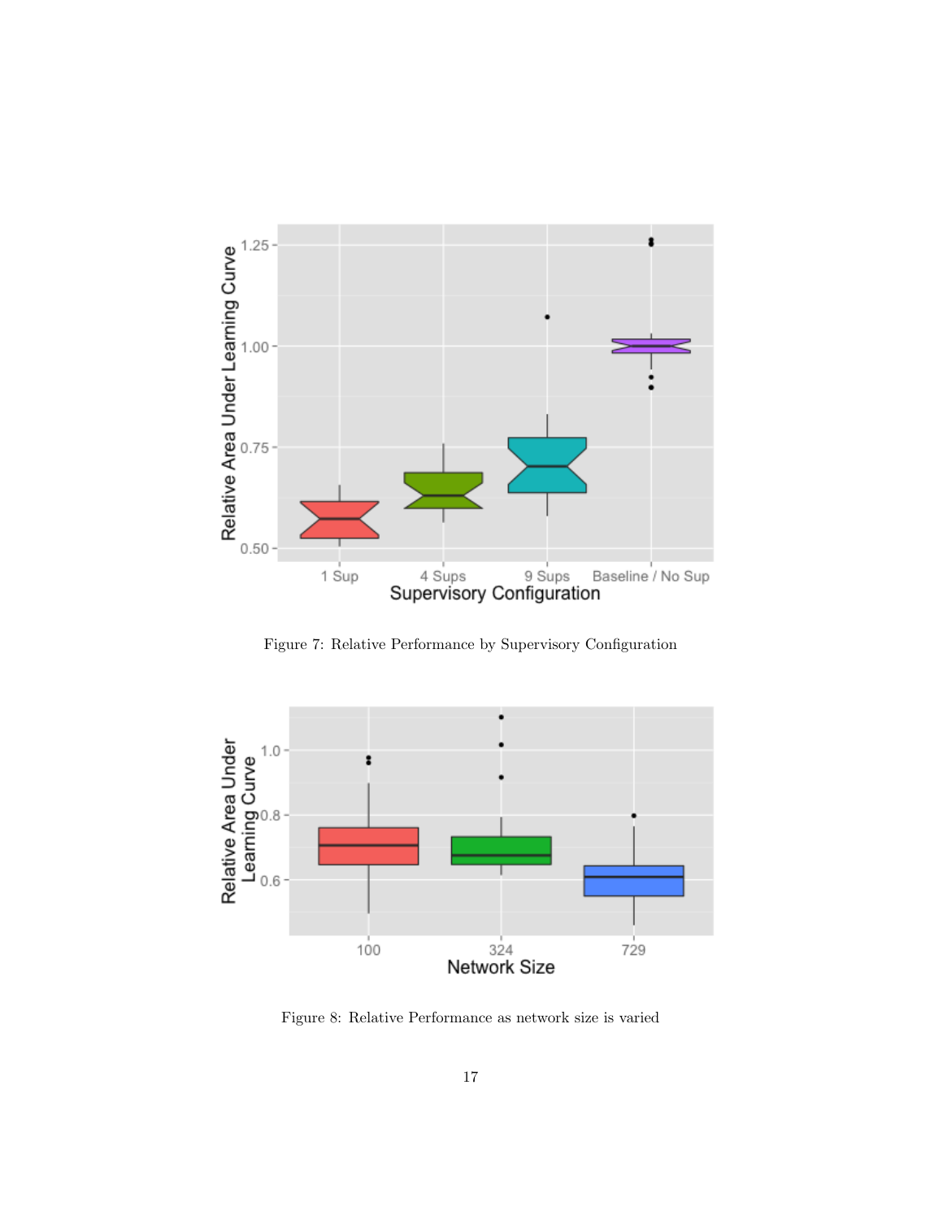Relative Area Under Learning Curve

1.25

1.00

0.75

0.50

1 Sup

4 Sups

9 Sups

Baseline / No Sup

Supervisory Configuration

Figure 7: Relative Performance by Supervisory Configuration

Relative Area Under Learning Curve

1.0

0.8

0.6

100

324

729

Network Size

Figure 8: Relative Performance as network size is varied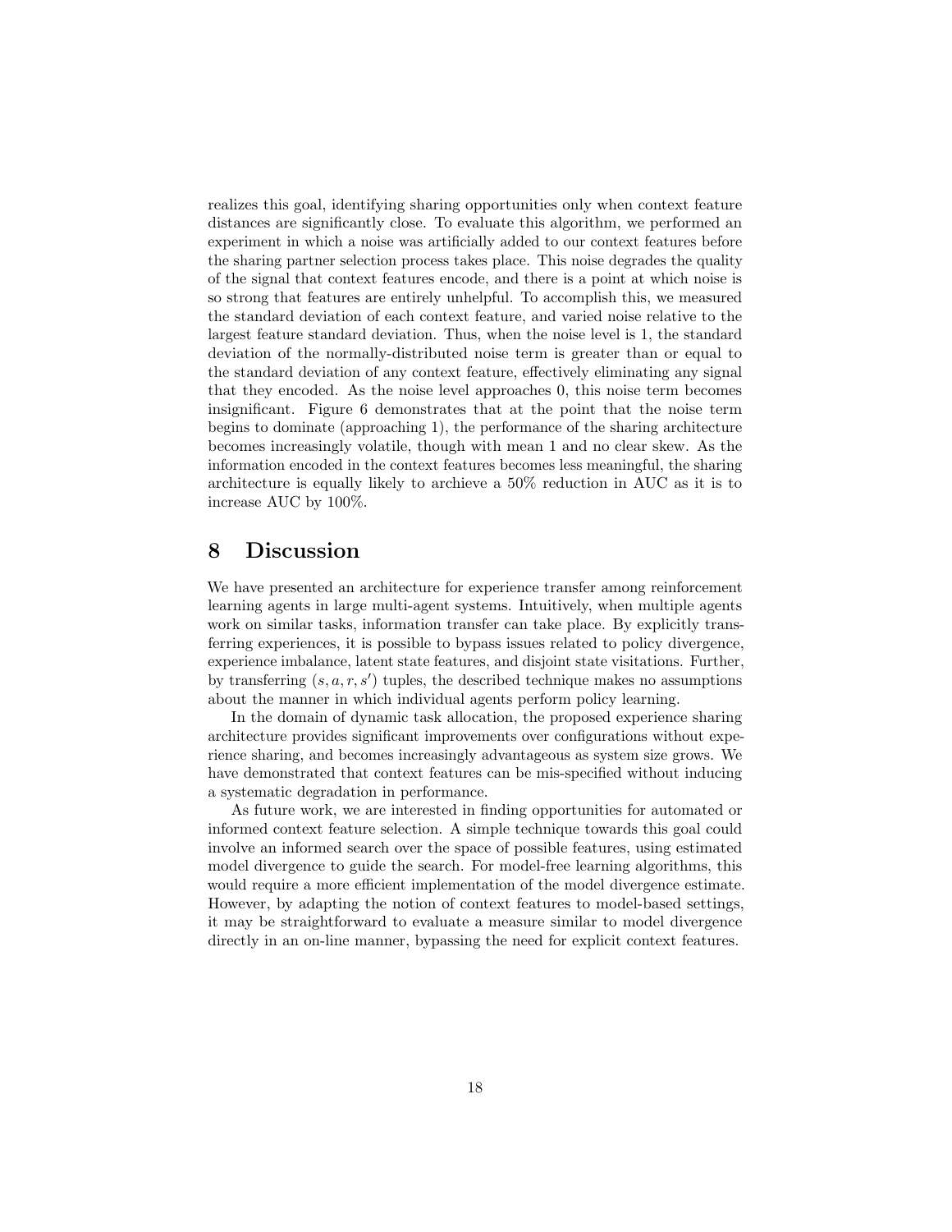realizes this goal, identifying sharing opportunities only when context feature distances are significantly close. To evaluate this algorithm, we performed an experiment in which a noise was artificially added to our context features before the sharing partner selection process takes place. This noise degrades the quality of the signal that context features encode, and there is a point at which noise is so strong that features are entirely unhelpful. To accomplish this, we measured the standard deviation of each context feature, and varied noise relative to the largest feature standard deviation. Thus, when the noise level is 1, the standard deviation of the normally-distributed noise term is greater than or equal to the standard deviation of any context feature, effectively eliminating any signal that they encoded. As the noise level approaches 0, this noise term becomes insignificant. Figure 6 demonstrates that at the point that the noise term begins to dominate (approaching 1), the performance of the sharing architecture becomes increasingly volatile, though with mean 1 and no clear skew. As the information encoded in the context features becomes less meaningful, the sharing architecture is equally likely to archieve a 50% reduction in AUC as it is to increase AUC by 100%.

# 8 Discussion

We have presented an architecture for experience transfer among reinforcement learning agents in large multi-agent systems. Intuitively, when multiple agents work on similar tasks, information transfer can take place. By explicitly transferring experiences, it is possible to bypass issues related to policy divergence, experience imbalance, latent state features, and disjoint state visitations. Further, by transferring $(s, a, r, s')$ tuples, the described technique makes no assumptions about the manner in which individual agents perform policy learning.

In the domain of dynamic task allocation, the proposed experience sharing architecture provides significant improvements over configurations without experience sharing, and becomes increasingly advantageous as system size grows. We have demonstrated that context features can be mis-specified without inducing a systematic degradation in performance.

As future work, we are interested in finding opportunities for automated or informed context feature selection. A simple technique towards this goal could involve an informed search over the space of possible features, using estimated model divergence to guide the search. For model-free learning algorithms, this would require a more efficient implementation of the model divergence estimate. However, by adapting the notion of context features to model-based settings, it may be straightforward to evaluate a measure similar to model divergence directly in an on-line manner, bypassing the need for explicit context features.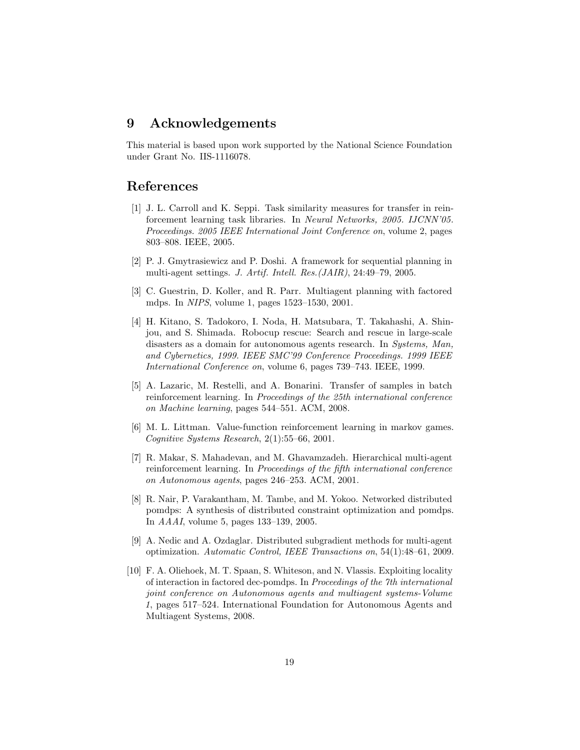## 9 Acknowledgements

This material is based upon work supported by the National Science Foundation under Grant No. IIS-1116078.

## References

[1] J. L. Carroll and K. Seppi. Task similarity measures for transfer in reinforcement learning task libraries. In *Neural Networks, 2005. IJCNN'05. Proceedings. 2005 IEEE International Joint Conference on*, volume 2, pages 803–808. IEEE, 2005.

[2] P. J. Gmytrasiewicz and P. Doshi. A framework for sequential planning in multi-agent settings. *J. Artif. Intell. Res.(JAIR)*, 24:49–79, 2005.

[3] C. Guestrin, D. Koller, and R. Parr. Multiagent planning with factored mdps. In *NIPS*, volume 1, pages 1523–1530, 2001.

[4] H. Kitano, S. Tadokoro, I. Noda, H. Matsubara, T. Takahashi, A. Shinjou, and S. Shimada. Robocup rescue: Search and rescue in large-scale disasters as a domain for autonomous agents research. In *Systems, Man, and Cybernetics, 1999. IEEE SMC'99 Conference Proceedings. 1999 IEEE International Conference on*, volume 6, pages 739–743. IEEE, 1999.

[5] A. Lazaric, M. Restelli, and A. Bonarini. Transfer of samples in batch reinforcement learning. In *Proceedings of the 25th international conference on Machine learning*, pages 544–551. ACM, 2008.

[6] M. L. Littman. Value-function reinforcement learning in markov games. *Cognitive Systems Research*, 2(1):55–66, 2001.

[7] R. Makar, S. Mahadevan, and M. Ghavamzadeh. Hierarchical multi-agent reinforcement learning. In *Proceedings of the fifth international conference on Autonomous agents*, pages 246–253. ACM, 2001.

[8] R. Nair, P. Varakantham, M. Tambe, and M. Yokoo. Networked distributed pomdps: A synthesis of distributed constraint optimization and pomdps. In *AAAI*, volume 5, pages 133–139, 2005.

[9] A. Nedic and A. Ozdaglar. Distributed subgradient methods for multi-agent optimization. *Automatic Control, IEEE Transactions on*, 54(1):48–61, 2009.

[10] F. A. Oliehoek, M. T. Spaan, S. Whiteson, and N. Vlassis. Exploiting locality of interaction in factored dec-pomdps. In *Proceedings of the 7th international joint conference on Autonomous agents and multiagent systems-Volume 1*, pages 517–524. International Foundation for Autonomous Agents and Multiagent Systems, 2008.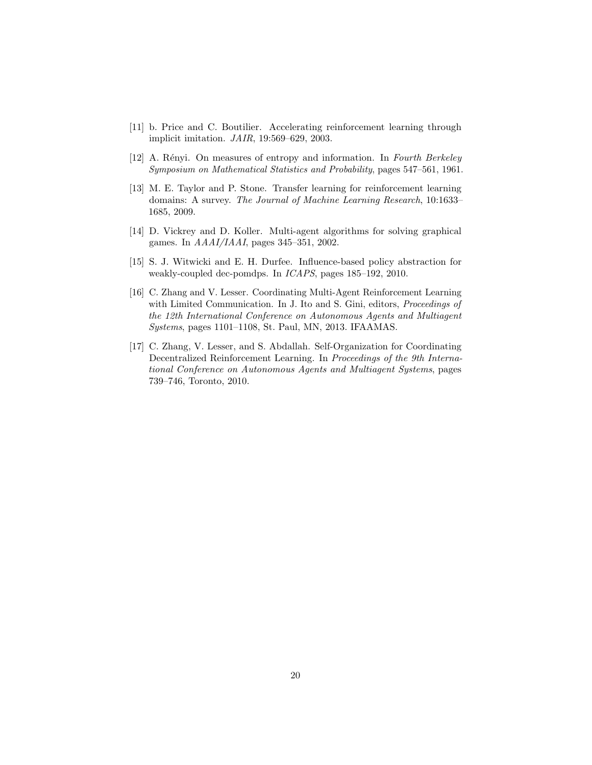[11] b. Price and C. Boutilier. Accelerating reinforcement learning through implicit imitation. *JAIR*, 19:569–629, 2003.

[12] A. Rényi. On measures of entropy and information. In *Fourth Berkeley Symposium on Mathematical Statistics and Probability*, pages 547–561, 1961.

[13] M. E. Taylor and P. Stone. Transfer learning for reinforcement learning domains: A survey. *The Journal of Machine Learning Research*, 10:1633–1685, 2009.

[14] D. Vickrey and D. Koller. Multi-agent algorithms for solving graphical games. In *AAAI/IAAI*, pages 345–351, 2002.

[15] S. J. Witwicki and E. H. Durfee. Influence-based policy abstraction for weakly-coupled dec-pomdps. In *ICAPS*, pages 185–192, 2010.

[16] C. Zhang and V. Lesser. Coordinating Multi-Agent Reinforcement Learning with Limited Communication. In J. Ito and S. Gini, editors, *Proceedings of the 12th International Conference on Autonomous Agents and Multiagent Systems*, pages 1101–1108, St. Paul, MN, 2013. IFAAMAS.

[17] C. Zhang, V. Lesser, and S. Abdallah. Self-Organization for Coordinating Decentralized Reinforcement Learning. In *Proceedings of the 9th International Conference on Autonomous Agents and Multiagent Systems*, pages 739–746, Toronto, 2010.